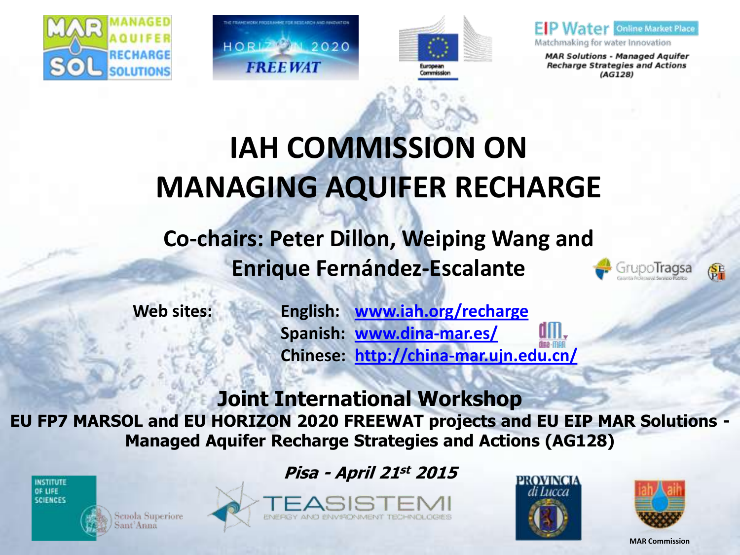MANAGED AQUIFER RECHARGE SOLUTIONS

THE FRAMEWORK PROGRAMME FOR RESEARCH AND INNOVATION HORIZON 2020 FREEWAT

European Commission

EIP Water Online Market Place
Matchmaking for water Innovation

*MAR Solutions - Managed Aquifer Recharge Strategies and Actions (AG128)*

# IAH COMMISSION ON MANAGING AQUIFER RECHARGE

## Co-chairs: Peter Dillon, Weiping Wang and Enrique Fernández-Escalante

GrupoTragsa

**Web sites:**

**English:** www.iah.org/recharge
**Spanish:** www.dina-mar.es/
**Chinese:** http://china-mar.ujn.edu.cn/

## Joint International Workshop

**EU FP7 MARSOL and EU HORIZON 2020 FREEWAT projects and EU EIP MAR Solutions - Managed Aquifer Recharge Strategies and Actions (AG128)**

***Pisa - April 21st 2015***

INSTITUTE OF LIFE SCIENCES — Scuola Superiore Sant'Anna

TEASISTEMI — ENERGY AND ENVIRONMENT TECHNOLOGIES

PROVINCIA di Lucca

MAR Commission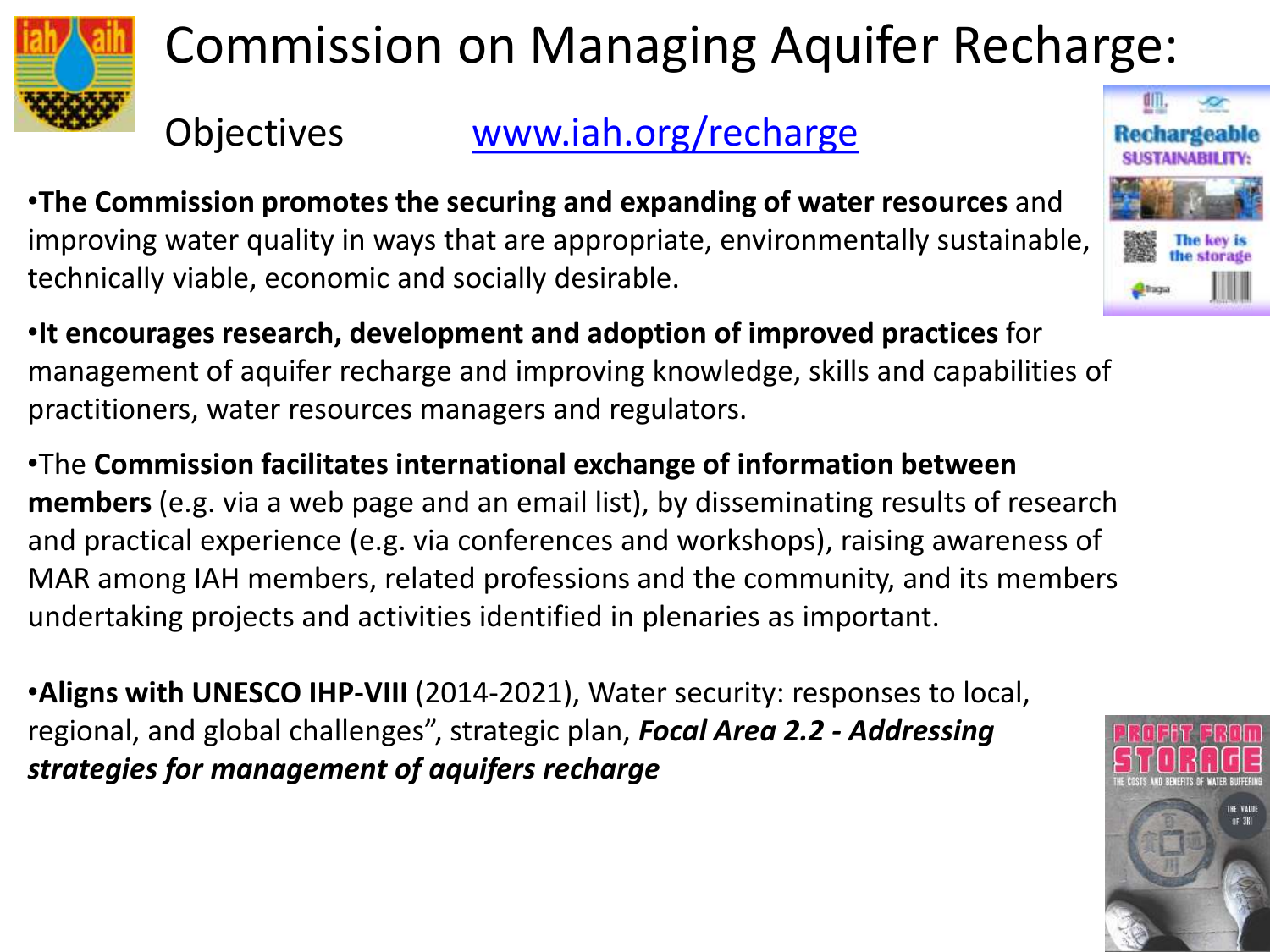# Commission on Managing Aquifer Recharge:

## Objectives [www.iah.org/recharge](www.iah.org/recharge)

- **The Commission promotes the securing and expanding of water resources** and improving water quality in ways that are appropriate, environmentally sustainable, technically viable, economic and socially desirable.

- **It encourages research, development and adoption of improved practices** for management of aquifer recharge and improving knowledge, skills and capabilities of practitioners, water resources managers and regulators.

- The **Commission facilitates international exchange of information between members** (e.g. via a web page and an email list), by disseminating results of research and practical experience (e.g. via conferences and workshops), raising awareness of MAR among IAH members, related professions and the community, and its members undertaking projects and activities identified in plenaries as important.

- **Aligns with UNESCO IHP-VIII** (2014-2021), Water security: responses to local, regional, and global challenges", strategic plan, ***Focal Area 2.2 - Addressing strategies for management of aquifers recharge***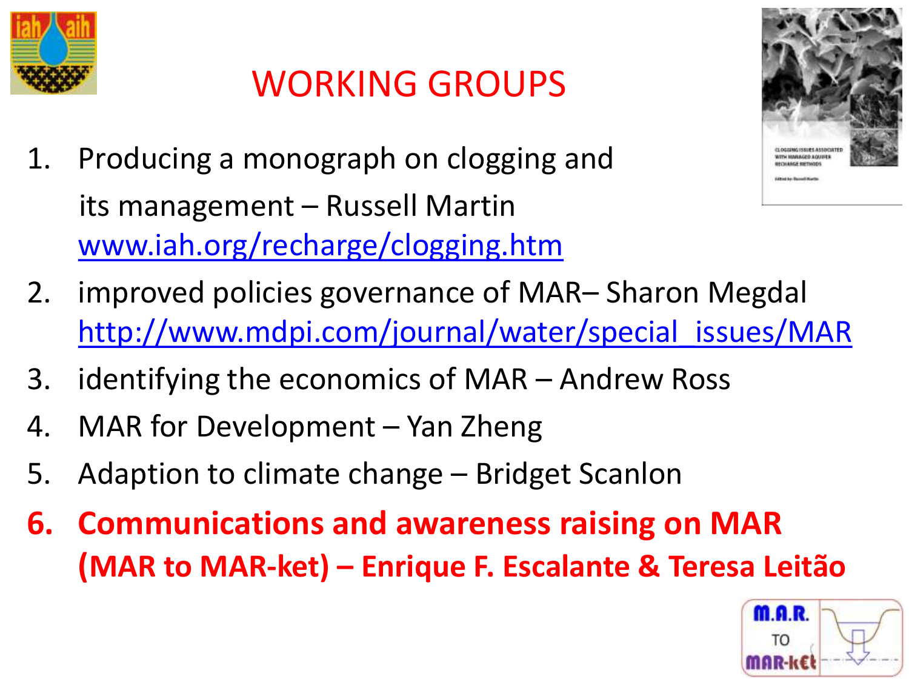# WORKING GROUPS

1. Producing a monograph on clogging and its management – Russell Martin www.iah.org/recharge/clogging.htm
2. improved policies governance of MAR– Sharon Megdal http://www.mdpi.com/journal/water/special_issues/MAR
3. identifying the economics of MAR – Andrew Ross
4. MAR for Development – Yan Zheng
5. Adaption to climate change – Bridget Scanlon
6. **Communications and awareness raising on MAR (MAR to MAR-ket) – Enrique F. Escalante & Teresa Leitão**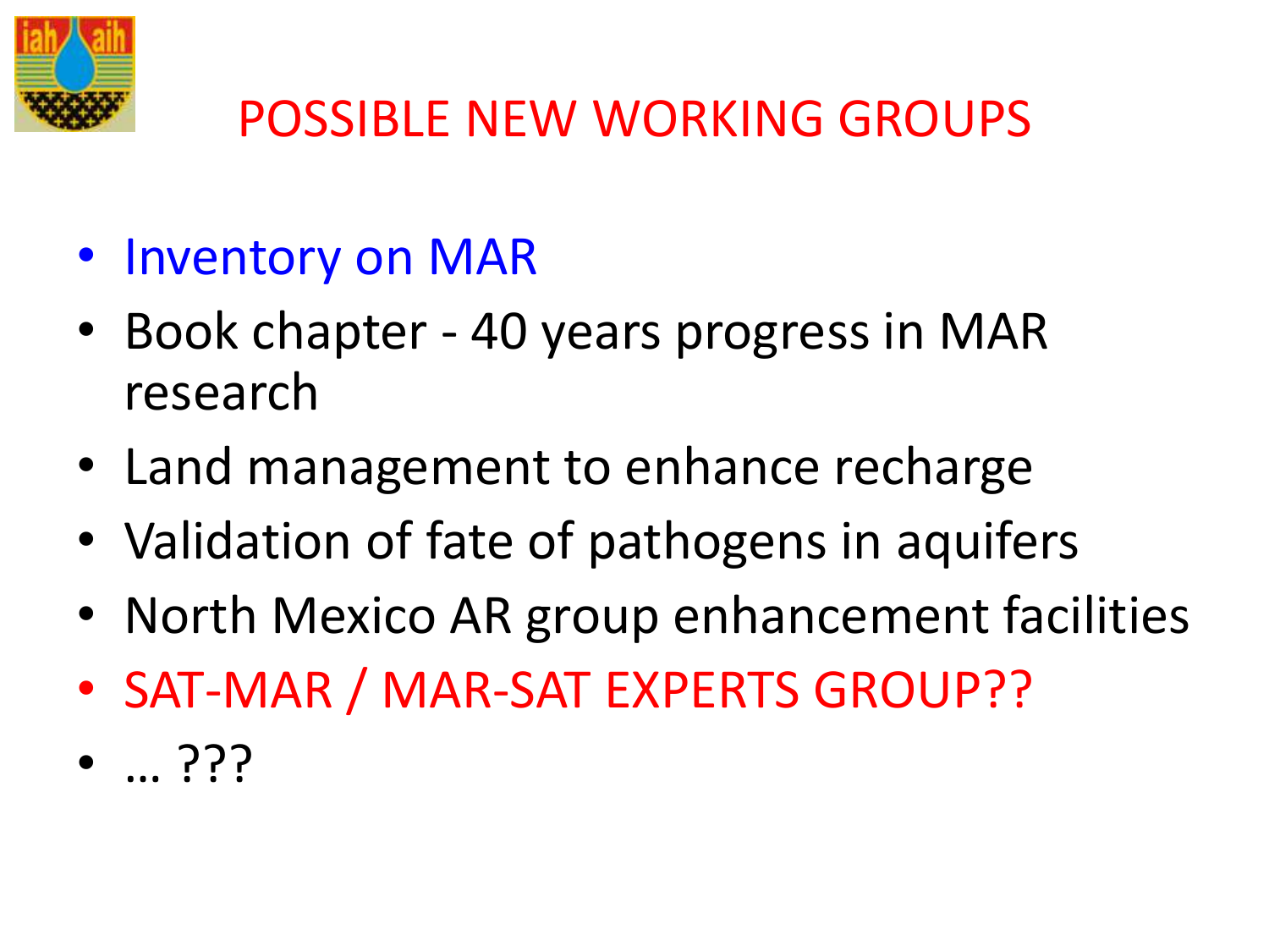# POSSIBLE NEW WORKING GROUPS

- Inventory on MAR
- Book chapter - 40 years progress in MAR research
- Land management to enhance recharge
- Validation of fate of pathogens in aquifers
- North Mexico AR group enhancement facilities
- SAT-MAR / MAR-SAT EXPERTS GROUP??
- … ???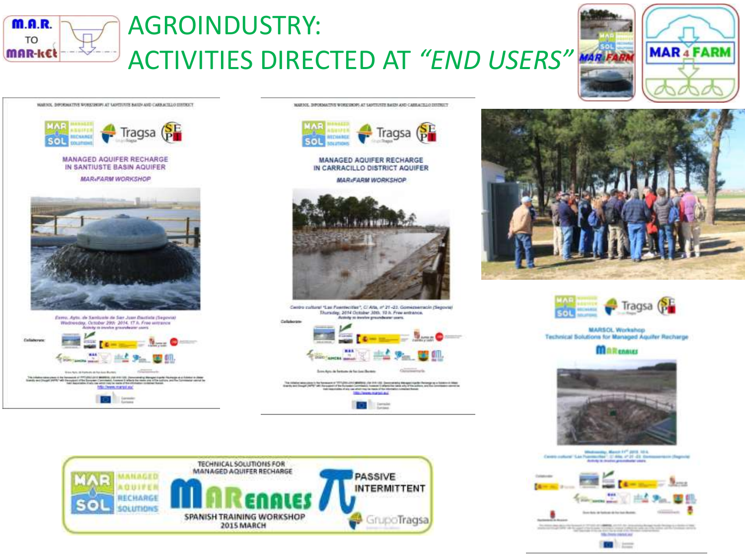# AGROINDUSTRY: ACTIVITIES DIRECTED AT *"END USERS"*

MARSOL INFORMATIVE WORKSHOPS AT SANTIUSTE BASIN AND CARRACILLO DISTRICT

MANAGED AQUIFER RECHARGE IN SANTIUSTE BASIN AQUIFER

*MAR4FARM WORKSHOP*

Excmo. Ayto. de Santiuste de San Juan Bautista (Segovia)
Wednesday, October 29th 2014. 17 h. Free entrance
Activity to involve groundwater users

MARSOL INFORMATIVE WORKSHOPS AT SANTIUSTE BASIN AND CARRACILLO DISTRICT

MANAGED AQUIFER RECHARGE IN CARRACILLO DISTRICT AQUIFER

*MAR4FARM WORKSHOP*

Centro cultural "Las Fuentecillas", C/ Alta, nº 21-23. Gomezserracín (Segovia)
Thursday, 2014 October 30th. 10 h. Free entrance.
Activity to involve groundwater users.

MARSOL Workshop
Technical Solutions for Managed Aquifer Recharge

MARenales

Wednesday, March 11th 2015. 10 h.
Centro cultural "Las Fuentecillas", C/ Alta, nº 21-23. Gomezserracín (Segovia)
Activity to involve groundwater users

TECHNICAL SOLUTIONS FOR MANAGED AQUIFER RECHARGE

MARenales

SPANISH TRAINING WORKSHOP 2015 MARCH

PASSIVE INTERMITTENT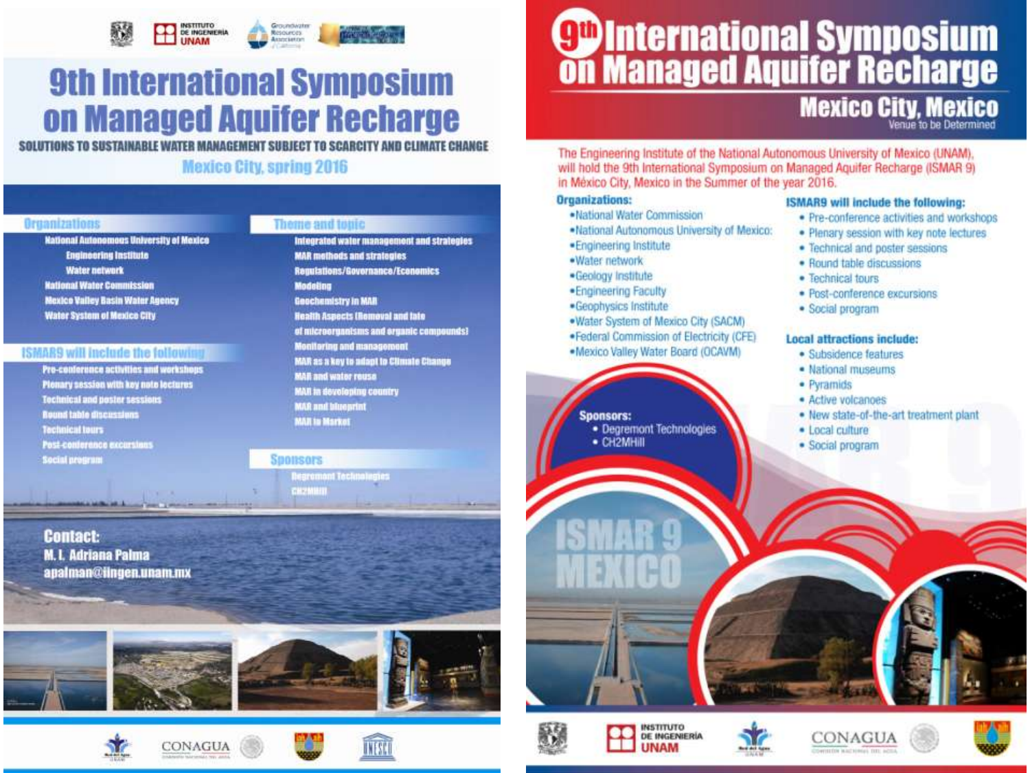# 9th International Symposium on Managed Aquifer Recharge

**SOLUTIONS TO SUSTAINABLE WATER MANAGEMENT SUBJECT TO SCARCITY AND CLIMATE CHANGE**

Mexico City, spring 2016

## Organizations

- National Autonomous University of Mexico
  - Engineering Institute
  - Water network
- National Water Commission
- Mexico Valley Basin Water Agency
- Water System of Mexico City

## ISMAR9 will include the following

- Pre-conference activities and workshops
- Plenary session with key note lectures
- Technical and poster sessions
- Round table discussions
- Technical tours
- Post-conference excursions
- Social program

## Theme and topic

- Integrated water management and strategies
- MAR methods and strategies
- Regulations/Governance/Economics
- Modeling
- Geochemistry in MAR
- Health Aspects (Removal and fate of microorganisms and organic compounds)
- Monitoring and management
- MAR as a key to adapt to Climate Change
- MAR and water reuse
- MAR in developing country
- MAR and blueprint
- MAR to Market

## Sponsors

- Degremont Technologies
- CH2MHill

**Contact:**
M. I. Adriana Palma
apalman@iingen.unam.mx

---

# 9th International Symposium on Managed Aquifer Recharge

## Mexico City, Mexico

Venue to be Determined

The Engineering Institute of the National Autonomous University of Mexico (UNAM), will hold the 9th International Symposium on Managed Aquifer Recharge (ISMAR 9) in México City, Mexico in the Summer of the year 2016.

**Organizations:**

- National Water Commission
- National Autonomous University of Mexico:
- Engineering Institute
- Water network
- Geology Institute
- Engineering Faculty
- Geophysics Institute
- Water System of Mexico City (SACM)
- Federal Commission of Electricity (CFE)
- Mexico Valley Water Board (OCAVM)

**ISMAR9 will include the following:**

- Pre-conference activities and workshops
- Plenary session with key note lectures
- Technical and poster sessions
- Round table discussions
- Technical tours
- Post-conference excursions
- Social program

**Local attractions include:**

- Subsidence features
- National museums
- Pyramids
- Active volcanoes
- New state-of-the-art treatment plant
- Local culture
- Social program

**Sponsors:**

- Degremont Technologies
- CH2MHill

ISMAR 9 MEXICO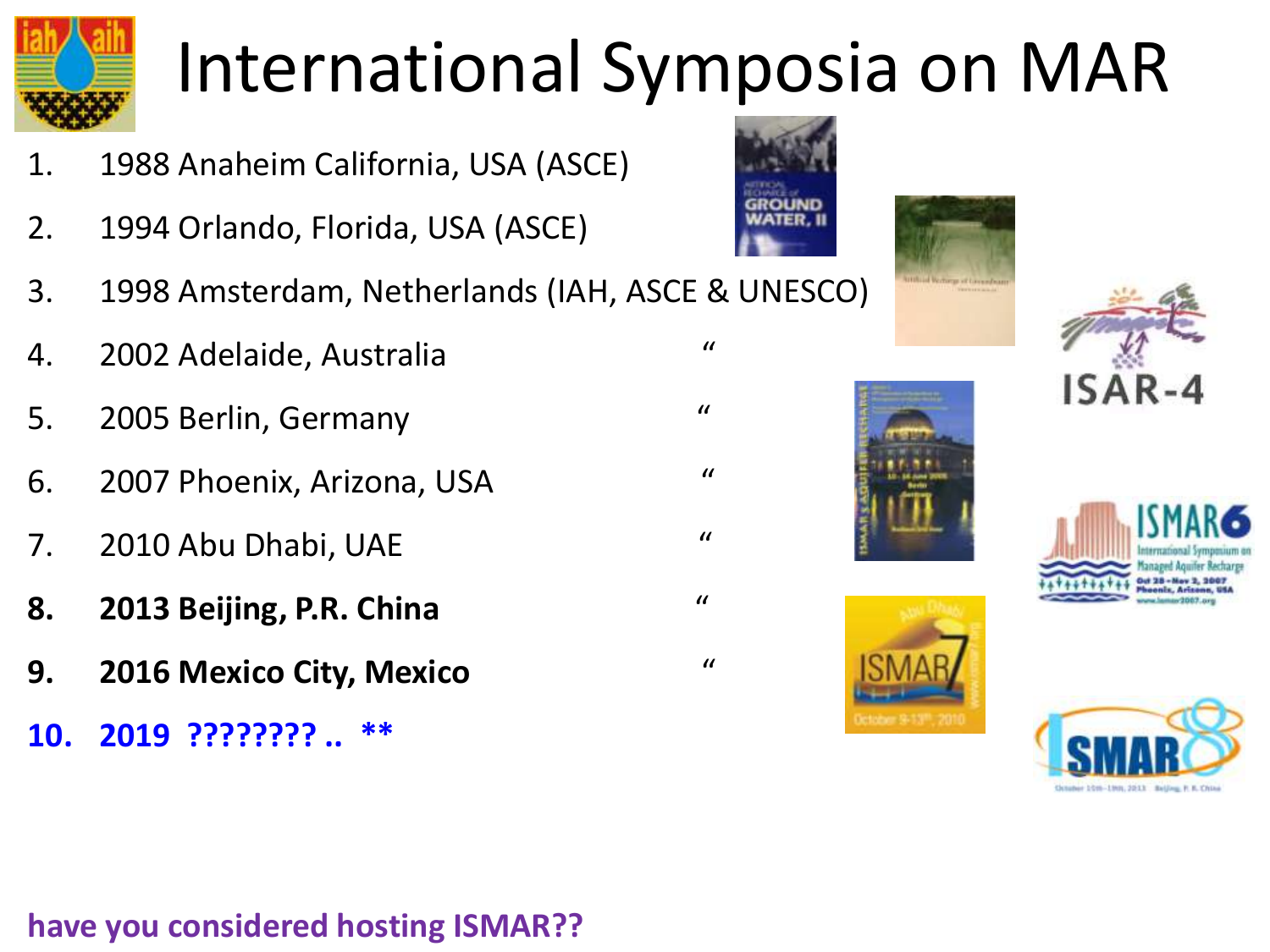# International Symposia on MAR

1. 1988 Anaheim California, USA (ASCE)
2. 1994 Orlando, Florida, USA (ASCE)
3. 1998 Amsterdam, Netherlands (IAH, ASCE & UNESCO)
4. 2002 Adelaide, Australia "
5. 2005 Berlin, Germany "
6. 2007 Phoenix, Arizona, USA "
7. 2010 Abu Dhabi, UAE "
8. **2013 Beijing, P.R. China** "
9. **2016 Mexico City, Mexico** "
10. **2019 ???????? .. ****

**have you considered hosting ISMAR??**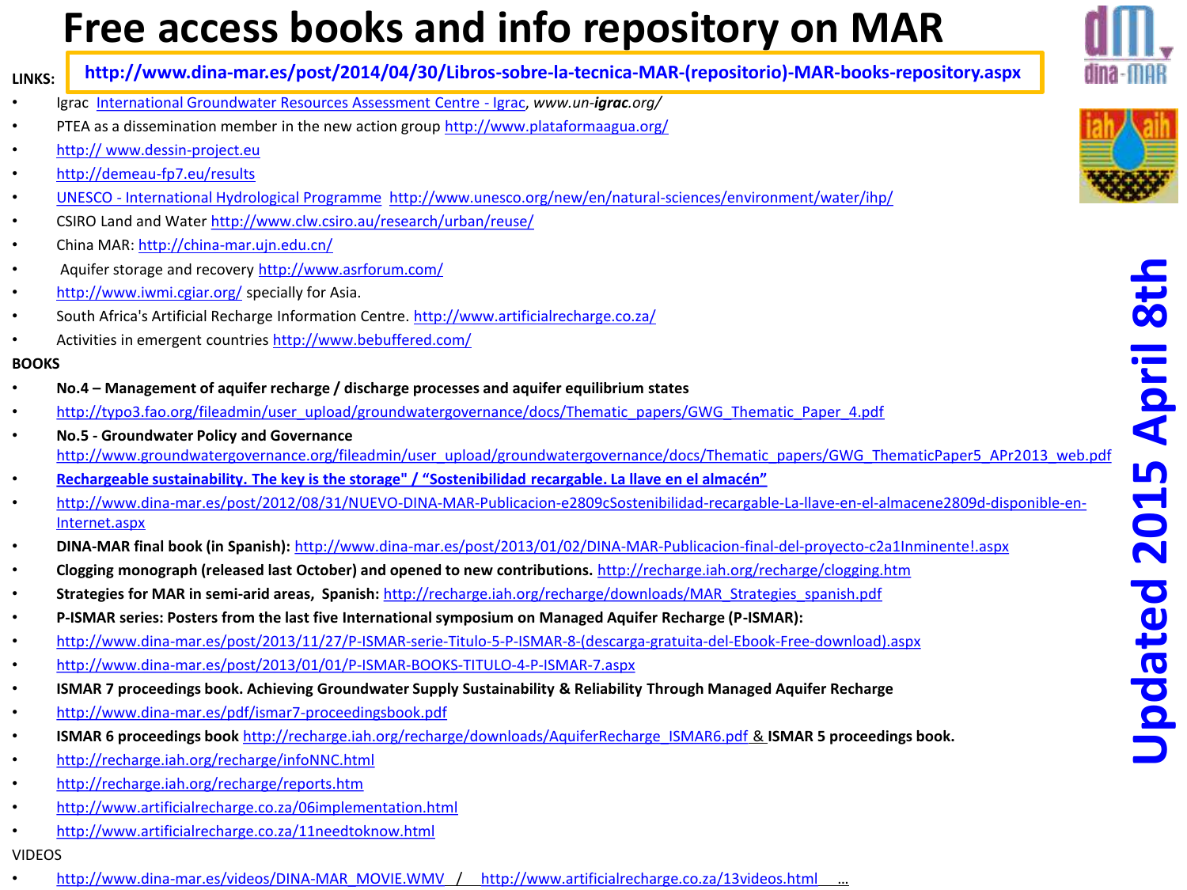# Free access books and info repository on MAR

**http://www.dina-mar.es/post/2014/04/30/Libros-sobre-la-tecnica-MAR-(repositorio)-MAR-books-repository.aspx**

**LINKS:**

- Igrac International Groundwater Resources Assessment Centre - Igrac, *www.un-**igrac**.org/*
- PTEA as a dissemination member in the new action group http://www.plataformaagua.org/
- http:// www.dessin-project.eu
- http://demeau-fp7.eu/results
- UNESCO - International Hydrological Programme http://www.unesco.org/new/en/natural-sciences/environment/water/ihp/
- CSIRO Land and Water http://www.clw.csiro.au/research/urban/reuse/
- China MAR: http://china-mar.ujn.edu.cn/
- Aquifer storage and recovery http://www.asrforum.com/
- http://www.iwmi.cgiar.org/ specially for Asia.
- South Africa's Artificial Recharge Information Centre. http://www.artificialrecharge.co.za/
- Activities in emergent countries http://www.bebuffered.com/

**BOOKS**

- **No.4 – Management of aquifer recharge / discharge processes and aquifer equilibrium states**
- http://typo3.fao.org/fileadmin/user_upload/groundwatergovernance/docs/Thematic_papers/GWG_Thematic_Paper_4.pdf
- **No.5 - Groundwater Policy and Governance** http://www.groundwatergovernance.org/fileadmin/user_upload/groundwatergovernance/docs/Thematic_papers/GWG_ThematicPaper5_APr2013_web.pdf
- **Rechargeable sustainability. The key is the storage" / "Sostenibilidad recargable. La llave en el almacén"**
- http://www.dina-mar.es/post/2012/08/31/NUEVO-DINA-MAR-Publicacion-e2809cSostenibilidad-recargable-La-llave-en-el-almacene2809d-disponible-en-Internet.aspx
- **DINA-MAR final book (in Spanish):** http://www.dina-mar.es/post/2013/01/02/DINA-MAR-Publicacion-final-del-proyecto-c2a1Inminente!.aspx
- **Clogging monograph (released last October) and opened to new contributions.** http://recharge.iah.org/recharge/clogging.htm
- **Strategies for MAR in semi-arid areas, Spanish:** http://recharge.iah.org/recharge/downloads/MAR_Strategies_spanish.pdf
- **P-ISMAR series: Posters from the last five International symposium on Managed Aquifer Recharge (P-ISMAR):**
- http://www.dina-mar.es/post/2013/11/27/P-ISMAR-serie-Titulo-5-P-ISMAR-8-(descarga-gratuita-del-Ebook-Free-download).aspx
- http://www.dina-mar.es/post/2013/01/01/P-ISMAR-BOOKS-TITULO-4-P-ISMAR-7.aspx
- **ISMAR 7 proceedings book. Achieving Groundwater Supply Sustainability & Reliability Through Managed Aquifer Recharge**
- http://www.dina-mar.es/pdf/ismar7-proceedingsbook.pdf
- **ISMAR 6 proceedings book** http://recharge.iah.org/recharge/downloads/AquiferRecharge_ISMAR6.pdf & **ISMAR 5 proceedings book.**
- http://recharge.iah.org/recharge/infoNNC.html
- http://recharge.iah.org/recharge/reports.htm
- http://www.artificialrecharge.co.za/06implementation.html
- http://www.artificialrecharge.co.za/11needtoknow.html

VIDEOS

- http://www.dina-mar.es/videos/DINA-MAR_MOVIE.WMV / http://www.artificialrecharge.co.za/13videos.html ...

**Updated 2015 April 8th**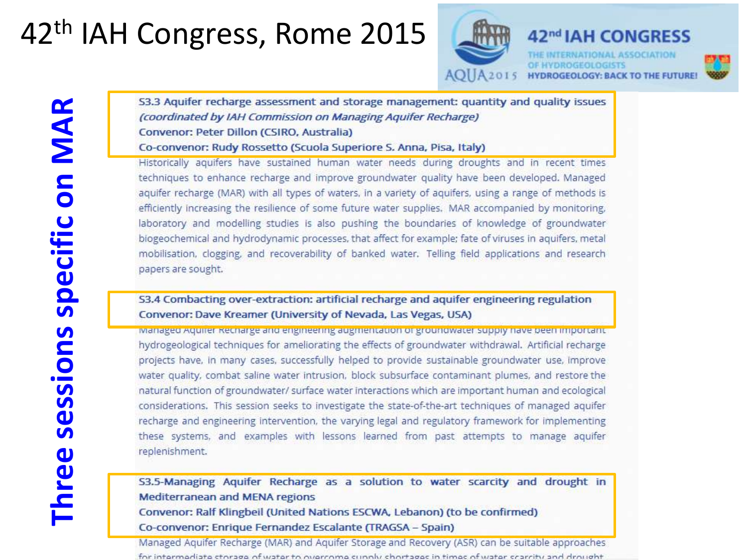# 42th IAH Congress, Rome 2015

42nd IAH CONGRESS
THE INTERNATIONAL ASSOCIATION OF HYDROGEOLOGISTS
AQUA2015 HYDROGEOLOGY: BACK TO THE FUTURE!

## Three sessions specific on MAR

**S3.3 Aquifer recharge assessment and storage management: quantity and quality issues**
***(coordinated by IAH Commission on Managing Aquifer Recharge)***
**Convenor: Peter Dillon (CSIRO, Australia)**
**Co-convenor: Rudy Rossetto (Scuola Superiore S. Anna, Pisa, Italy)**

Historically aquifers have sustained human water needs during droughts and in recent times techniques to enhance recharge and improve groundwater quality have been developed. Managed aquifer recharge (MAR) with all types of waters, in a variety of aquifers, using a range of methods is efficiently increasing the resilience of some future water supplies. MAR accompanied by monitoring, laboratory and modelling studies is also pushing the boundaries of knowledge of groundwater biogeochemical and hydrodynamic processes, that affect for example; fate of viruses in aquifers, metal mobilisation, clogging, and recoverability of banked water. Telling field applications and research papers are sought.

**S3.4 Combacting over-extraction: artificial recharge and aquifer engineering regulation**
**Convenor: Dave Kreamer (University of Nevada, Las Vegas, USA)**

Managed Aquifer Recharge and engineering augmentation of groundwater supply have been important hydrogeological techniques for ameliorating the effects of groundwater withdrawal. Artificial recharge projects have, in many cases, successfully helped to provide sustainable groundwater use, improve water quality, combat saline water intrusion, block subsurface contaminant plumes, and restore the natural function of groundwater/ surface water interactions which are important human and ecological considerations. This session seeks to investigate the state-of-the-art techniques of managed aquifer recharge and engineering intervention, the varying legal and regulatory framework for implementing these systems, and examples with lessons learned from past attempts to manage aquifer replenishment.

**S3.5-Managing Aquifer Recharge as a solution to water scarcity and drought in Mediterranean and MENA regions**
**Convenor: Ralf Klingbeil (United Nations ESCWA, Lebanon) (to be confirmed)**
**Co-convenor: Enrique Fernandez Escalante (TRAGSA – Spain)**

Managed Aquifer Recharge (MAR) and Aquifer Storage and Recovery (ASR) can be suitable approaches for intermediate storage of water to overcome supply shortages in times of water scarcity and drought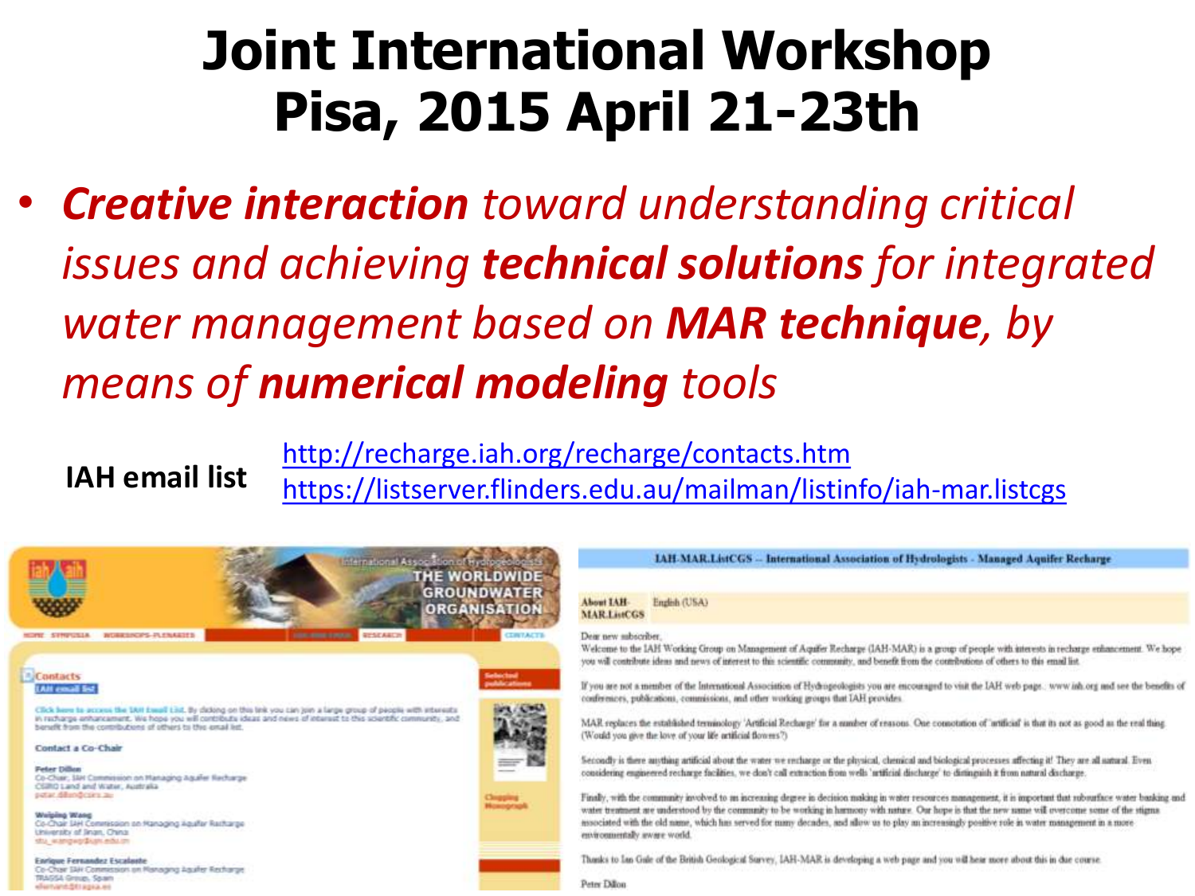# Joint International Workshop Pisa, 2015 April 21-23th

- ***Creative interaction*** *toward understanding critical issues and achieving* ***technical solutions*** *for integrated water management based on* ***MAR technique****, by means of* ***numerical modeling*** *tools*

**IAH email list**
http://recharge.iah.org/recharge/contacts.htm
https://listserver.flinders.edu.au/mailman/listinfo/iah-mar.listcgs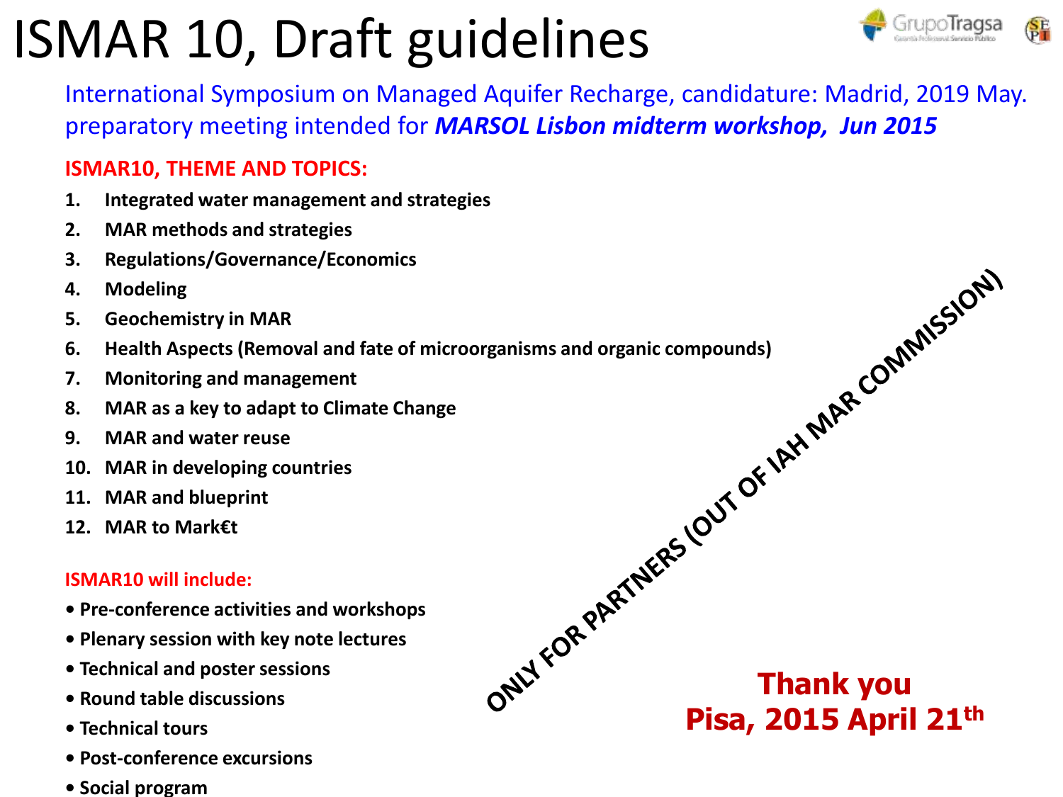# ISMAR 10, Draft guidelines

International Symposium on Managed Aquifer Recharge, candidature: Madrid, 2019 May.
preparatory meeting intended for ***MARSOL Lisbon midterm workshop, Jun 2015***

**ISMAR10, THEME AND TOPICS:**

1. **Integrated water management and strategies**
2. **MAR methods and strategies**
3. **Regulations/Governance/Economics**
4. **Modeling**
5. **Geochemistry in MAR**
6. **Health Aspects (Removal and fate of microorganisms and organic compounds)**
7. **Monitoring and management**
8. **MAR as a key to adapt to Climate Change**
9. **MAR and water reuse**
10. **MAR in developing countries**
11. **MAR and blueprint**
12. **MAR to Mark€t**

**ISMAR10 will include:**

- **Pre-conference activities and workshops**
- **Plenary session with key note lectures**
- **Technical and poster sessions**
- **Round table discussions**
- **Technical tours**
- **Post-conference excursions**
- **Social program**

**ONLY FOR PARTNERS (OUT OF IAH MAR COMMISSION)**

**Thank you**
**Pisa, 2015 April 21th**